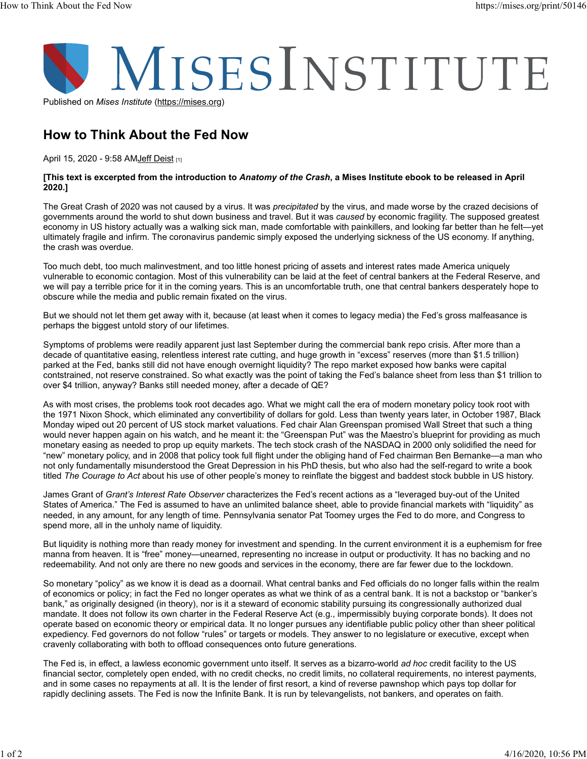Published on *Mises Institute* (https://mises.org)

# How to Think About the Fed Now

April 15, 2020 - 9:58 AMJeff Deist [1]

**[This text is excerpted from the introduction to *Anatomy of the Crash*, a Mises Institute ebook to be released in April 2020.]**

The Great Crash of 2020 was not caused by a virus. It was *precipitated* by the virus, and made worse by the crazed decisions of governments around the world to shut down business and travel. But it was *caused* by economic fragility. The supposed greatest economy in US history actually was a walking sick man, made comfortable with painkillers, and looking far better than he felt—yet ultimately fragile and infirm. The coronavirus pandemic simply exposed the underlying sickness of the US economy. If anything, the crash was overdue.

Too much debt, too much malinvestment, and too little honest pricing of assets and interest rates made America uniquely vulnerable to economic contagion. Most of this vulnerability can be laid at the feet of central bankers at the Federal Reserve, and we will pay a terrible price for it in the coming years. This is an uncomfortable truth, one that central bankers desperately hope to obscure while the media and public remain fixated on the virus.

But we should not let them get away with it, because (at least when it comes to legacy media) the Fed's gross malfeasance is perhaps the biggest untold story of our lifetimes.

Symptoms of problems were readily apparent just last September during the commercial bank repo crisis. After more than a decade of quantitative easing, relentless interest rate cutting, and huge growth in "excess" reserves (more than $1.5 trillion) parked at the Fed, banks still did not have enough overnight liquidity? The repo market exposed how banks were capital contstrained, not reserve constrained. So what exactly was the point of taking the Fed's balance sheet from less than $1 trillion to over $4 trillion, anyway? Banks still needed money, after a decade of QE?

As with most crises, the problems took root decades ago. What we might call the era of modern monetary policy took root with the 1971 Nixon Shock, which eliminated any convertibility of dollars for gold. Less than twenty years later, in October 1987, Black Monday wiped out 20 percent of US stock market valuations. Fed chair Alan Greenspan promised Wall Street that such a thing would never happen again on his watch, and he meant it: the "Greenspan Put" was the Maestro's blueprint for providing as much monetary easing as needed to prop up equity markets. The tech stock crash of the NASDAQ in 2000 only solidified the need for "new" monetary policy, and in 2008 that policy took full flight under the obliging hand of Fed chairman Ben Bernanke—a man who not only fundamentally misunderstood the Great Depression in his PhD thesis, but who also had the self-regard to write a book titled *The Courage to Act* about his use of other people's money to reinflate the biggest and baddest stock bubble in US history.

James Grant of *Grant's Interest Rate Observer* characterizes the Fed's recent actions as a "leveraged buy-out of the United States of America." The Fed is assumed to have an unlimited balance sheet, able to provide financial markets with "liquidity" as needed, in any amount, for any length of time. Pennsylvania senator Pat Toomey urges the Fed to do more, and Congress to spend more, all in the unholy name of liquidity.

But liquidity is nothing more than ready money for investment and spending. In the current environment it is a euphemism for free manna from heaven. It is "free" money—unearned, representing no increase in output or productivity. It has no backing and no redeemability. And not only are there no new goods and services in the economy, there are far fewer due to the lockdown.

So monetary "policy" as we know it is dead as a doornail. What central banks and Fed officials do no longer falls within the realm of economics or policy; in fact the Fed no longer operates as what we think of as a central bank. It is not a backstop or "banker's bank," as originally designed (in theory), nor is it a steward of economic stability pursuing its congressionally authorized dual mandate. It does not follow its own charter in the Federal Reserve Act (e.g., impermissibly buying corporate bonds). It does not operate based on economic theory or empirical data. It no longer pursues any identifiable public policy other than sheer political expediency. Fed governors do not follow "rules" or targets or models. They answer to no legislature or executive, except when cravenly collaborating with both to offload consequences onto future generations.

The Fed is, in effect, a lawless economic government unto itself. It serves as a bizarro-world *ad hoc* credit facility to the US financial sector, completely open ended, with no credit checks, no credit limits, no collateral requirements, no interest payments, and in some cases no repayments at all. It is the lender of first resort, a kind of reverse pawnshop which pays top dollar for rapidly declining assets. The Fed is now the Infinite Bank. It is run by televangelists, not bankers, and operates on faith.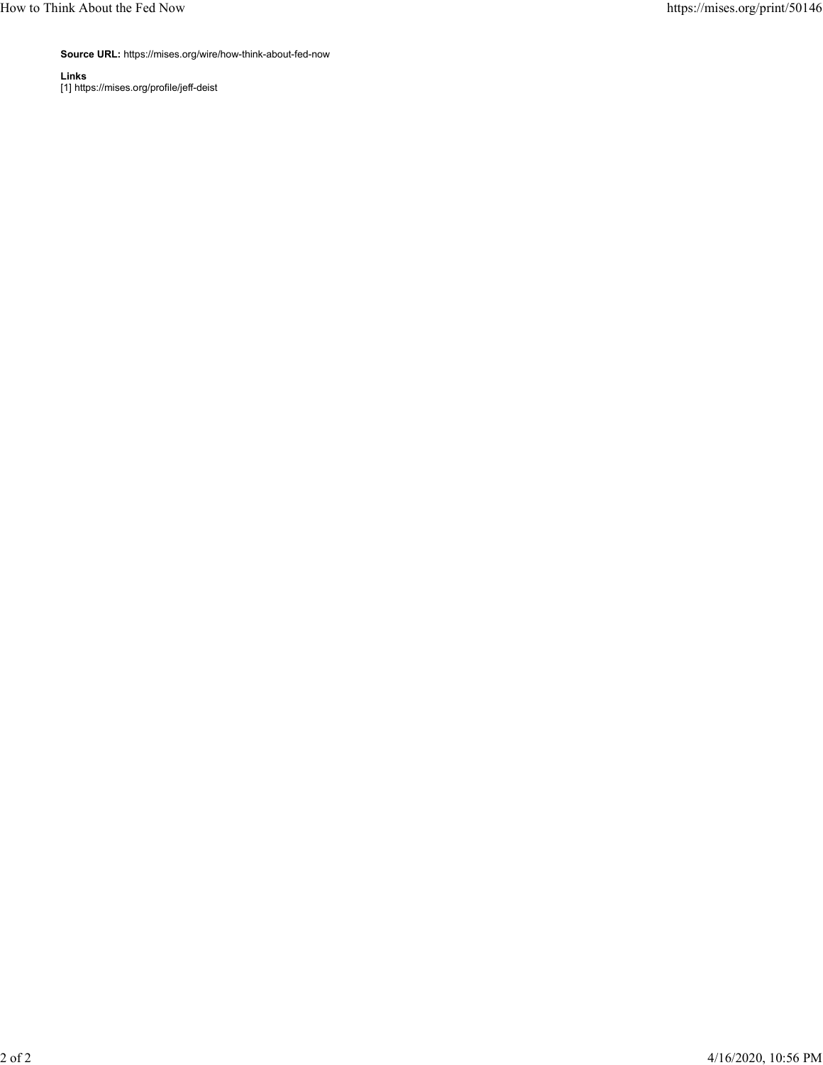**Source URL:** https://mises.org/wire/how-think-about-fed-now

**Links**
[1] https://mises.org/profile/jeff-deist